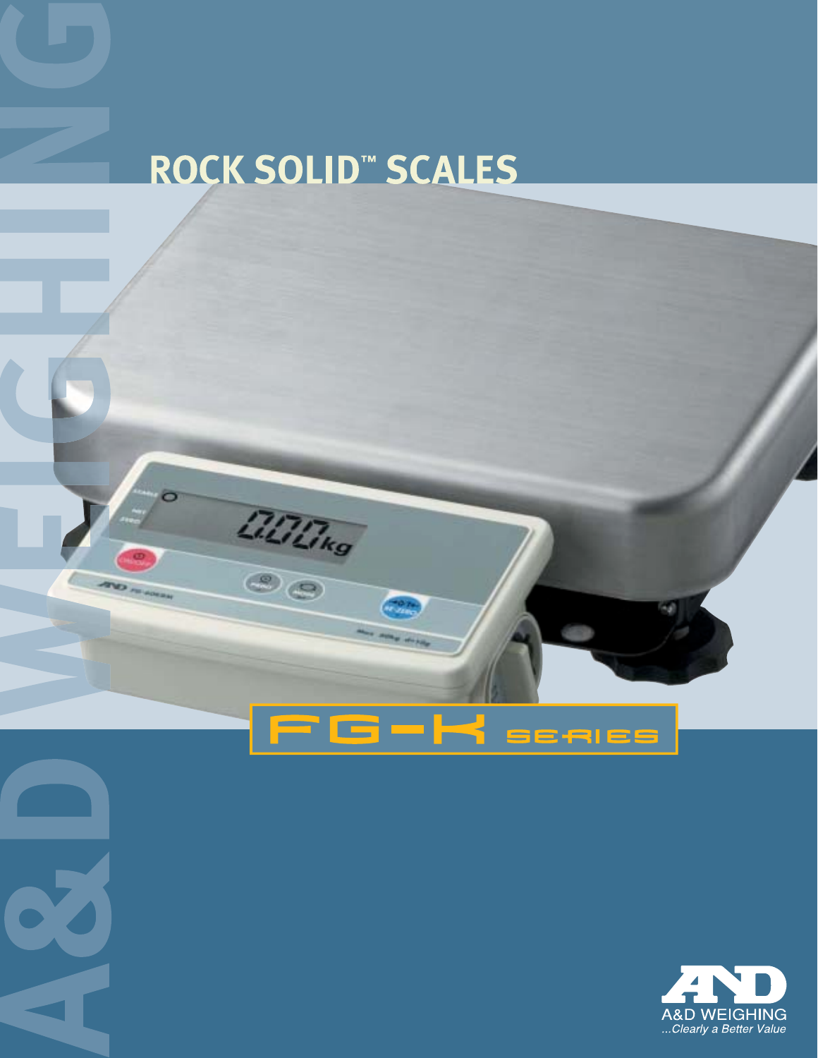A&D WEIGHING

# ROCK SOLID™ SCALES

## FG-K SERIES

A&D WEIGHING

*...Clearly a Better Value*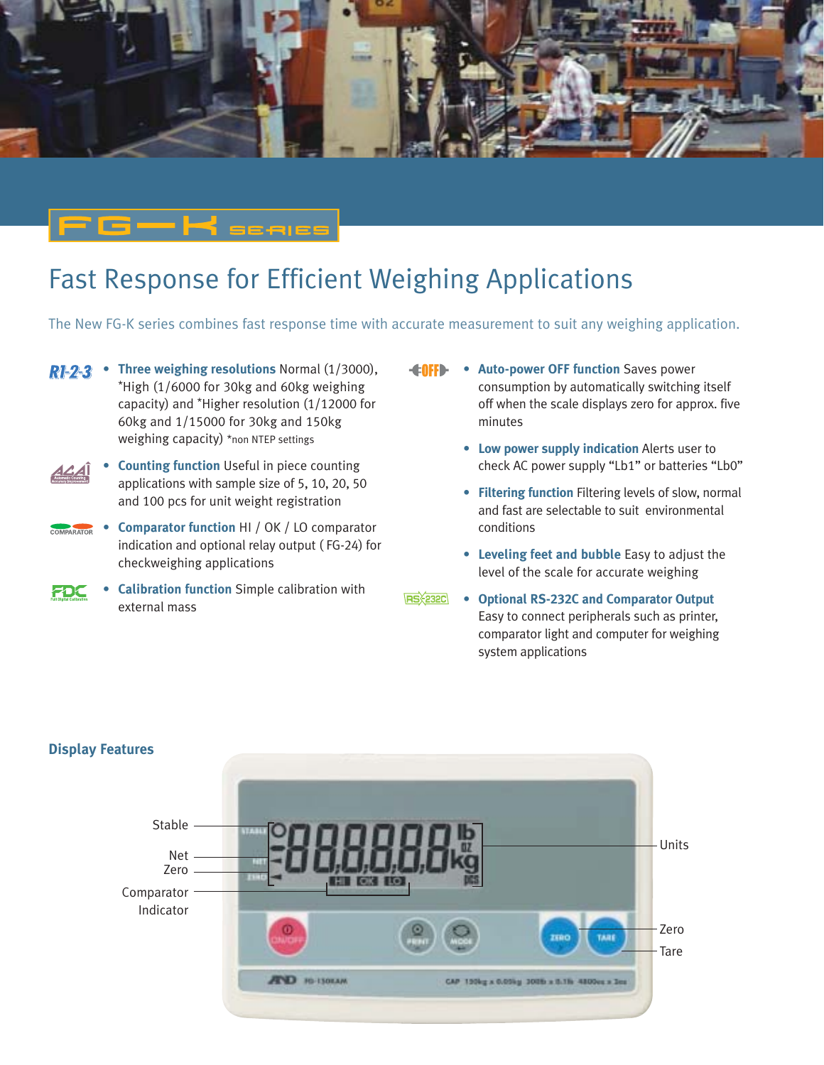## FG-K SERIES

# Fast Response for Efficient Weighing Applications

The New FG-K series combines fast response time with accurate measurement to suit any weighing application.

- **Three weighing resolutions** Normal (1/3000), *High (1/6000 for 30kg and 60kg weighing capacity) and *Higher resolution (1/12000 for 60kg and 1/15000 for 30kg and 150kg weighing capacity) *non NTEP settings
- **Counting function** Useful in piece counting applications with sample size of 5, 10, 20, 50 and 100 pcs for unit weight registration
- **Comparator function** HI / OK / LO comparator indication and optional relay output ( FG-24) for checkweighing applications
- **Calibration function** Simple calibration with external mass
- **Auto-power OFF function** Saves power consumption by automatically switching itself off when the scale displays zero for approx. five minutes
- **Low power supply indication** Alerts user to check AC power supply "Lb1" or batteries "Lb0"
- **Filtering function** Filtering levels of slow, normal and fast are selectable to suit environmental conditions
- **Leveling feet and bubble** Easy to adjust the level of the scale for accurate weighing
- **Optional RS-232C and Comparator Output** Easy to connect peripherals such as printer, comparator light and computer for weighing system applications

### Display Features

Stable

Net

Zero

Comparator Indicator

Units

Zero

Tare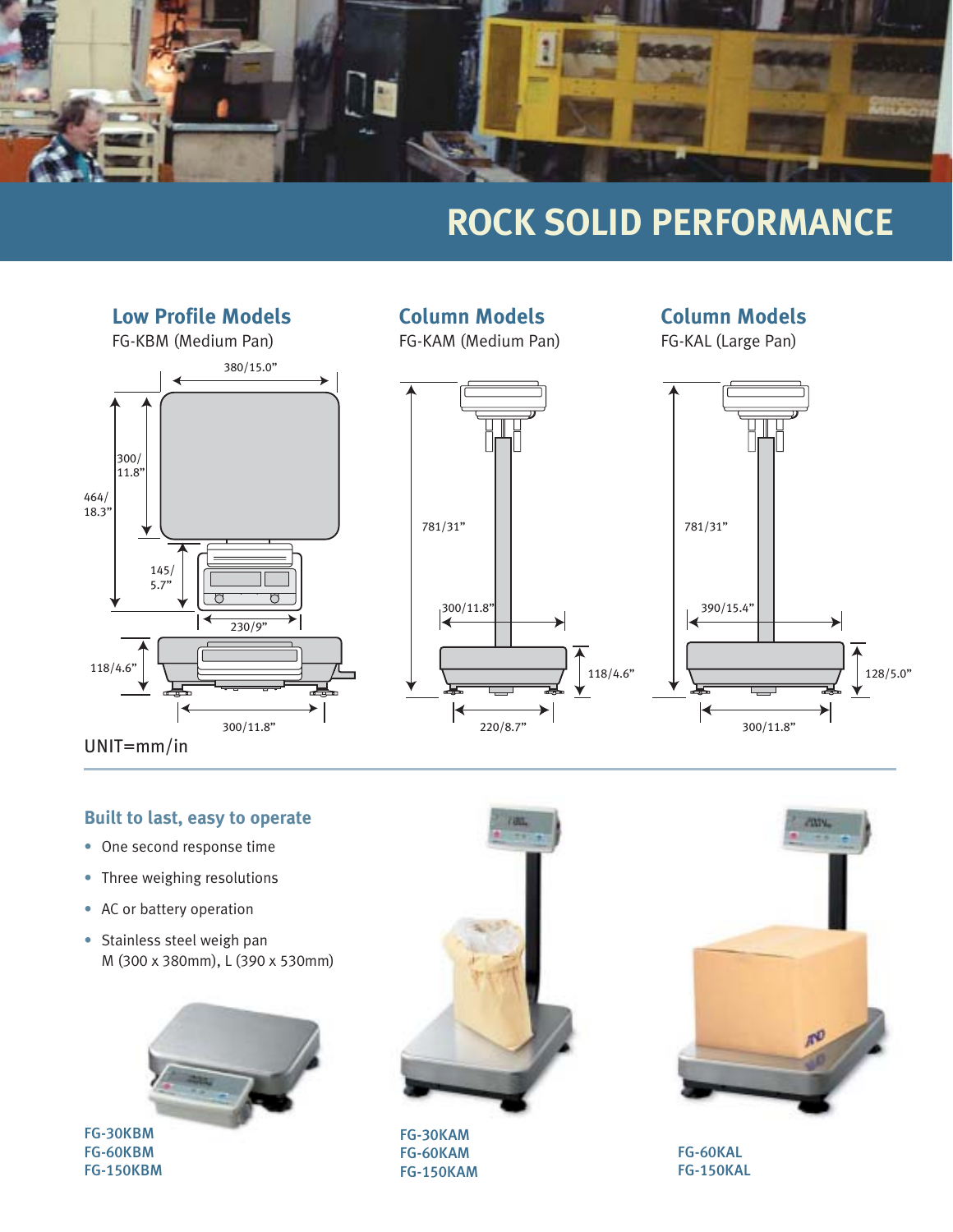# ROCK SOLID PERFORMANCE

## Low Profile Models

FG-KBM (Medium Pan)

380/15.0"

300/11.8"

464/18.3"

145/5.7"

230/9"

118/4.6"

300/11.8"

## Column Models

FG-KAM (Medium Pan)

781/31"

300/11.8"

118/4.6"

220/8.7"

## Column Models

FG-KAL (Large Pan)

781/31"

390/15.4"

128/5.0"

300/11.8"

UNIT=mm/in

### Built to last, easy to operate

- One second response time
- Three weighing resolutions
- AC or battery operation
- Stainless steel weigh pan
  M (300 x 380mm), L (390 x 530mm)

FG-30KBM
FG-60KBM
FG-150KBM

FG-30KAM
FG-60KAM
FG-150KAM

FG-60KAL
FG-150KAL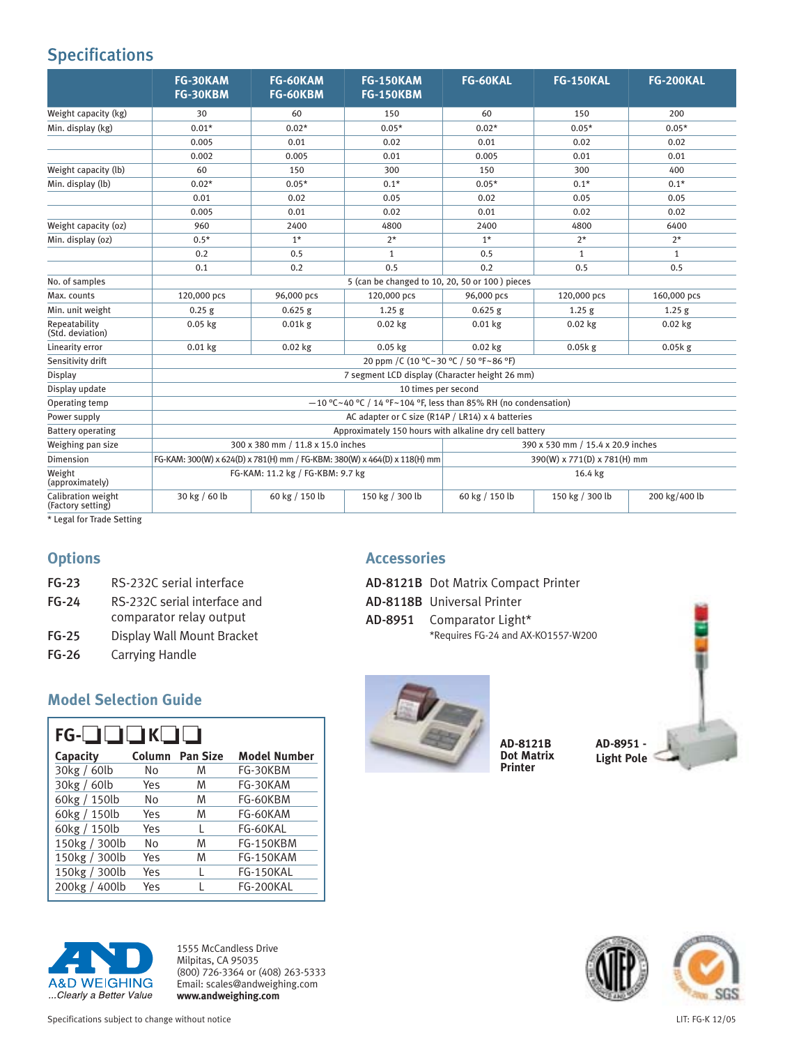## Specifications

| | FG-30KAM FG-30KBM | FG-60KAM FG-60KBM | FG-150KAM FG-150KBM | FG-60KAL | FG-150KAL | FG-200KAL |
|---|---|---|---|---|---|---|
| Weight capacity (kg) | 30 | 60 | 150 | 60 | 150 | 200 |
| Min. display (kg) | 0.01* | 0.02* | 0.05* | 0.02* | 0.05* | 0.05* |
| | 0.005 | 0.01 | 0.02 | 0.01 | 0.02 | 0.02 |
| | 0.002 | 0.005 | 0.01 | 0.005 | 0.01 | 0.01 |
| Weight capacity (lb) | 60 | 150 | 300 | 150 | 300 | 400 |
| Min. display (lb) | 0.02* | 0.05* | 0.1* | 0.05* | 0.1* | 0.1* |
| | 0.01 | 0.02 | 0.05 | 0.02 | 0.05 | 0.05 |
| | 0.005 | 0.01 | 0.02 | 0.01 | 0.02 | 0.02 |
| Weight capacity (oz) | 960 | 2400 | 4800 | 2400 | 4800 | 6400 |
| Min. display (oz) | 0.5* | 1* | 2* | 1* | 2* | 2* |
| | 0.2 | 0.5 | 1 | 0.5 | 1 | 1 |
| | 0.1 | 0.2 | 0.5 | 0.2 | 0.5 | 0.5 |
| No. of samples | 5 (can be changed to 10, 20, 50 or 100) pieces | | | | | |
| Max. counts | 120,000 pcs | 96,000 pcs | 120,000 pcs | 96,000 pcs | 120,000 pcs | 160,000 pcs |
| Min. unit weight | 0.25 g | 0.625 g | 1.25 g | 0.625 g | 1.25 g | 1.25 g |
| Repeatability (Std. deviation) | 0.05 kg | 0.01k g | 0.02 kg | 0.01 kg | 0.02 kg | 0.02 kg |
| Linearity error | 0.01 kg | 0.02 kg | 0.05 kg | 0.02 kg | 0.05k g | 0.05k g |
| Sensitivity drift | 20 ppm /C (10 °C~30 °C / 50 °F~86 °F) | | | | | |
| Display | 7 segment LCD display (Character height 26 mm) | | | | | |
| Display update | 10 times per second | | | | | |
| Operating temp | −10 °C~40 °C / 14 °F~104 °F, less than 85% RH (no condensation) | | | | | |
| Power supply | AC adapter or C size (R14P / LR14) x 4 batteries | | | | | |
| Battery operating | Approximately 150 hours with alkaline dry cell battery | | | | | |
| Weighing pan size | 300 x 380 mm / 11.8 x 15.0 inches | | | 390 x 530 mm / 15.4 x 20.9 inches | | |
| Dimension | FG-KAM: 300(W) x 624(D) x 781(H) mm / FG-KBM: 380(W) x 464(D) x 118(H) mm | | | 390(W) x 771(D) x 781(H) mm | | |
| Weight (approximately) | FG-KAM: 11.2 kg / FG-KBM: 9.7 kg | | | 16.4 kg | | |
| Calibration weight (Factory setting) | 30 kg / 60 lb | 60 kg / 150 lb | 150 kg / 300 lb | 60 kg / 150 lb | 150 kg / 300 lb | 200 kg/400 lb |

* Legal for Trade Setting

## Options

- **FG-23** RS-232C serial interface
- **FG-24** RS-232C serial interface and comparator relay output
- **FG-25** Display Wall Mount Bracket
- **FG-26** Carrying Handle

## Accessories

- **AD-8121B** Dot Matrix Compact Printer
- **AD-8118B** Universal Printer
- **AD-8951** Comparator Light*

*Requires FG-24 and AX-KO1557-W200

**AD-8121B Dot Matrix Printer**

**AD-8951 - Light Pole**

## Model Selection Guide

FG-❑❑❑K❑❑

| Capacity | Column | Pan Size | Model Number |
|---|---|---|---|
| 30kg / 60lb | No | M | FG-30KBM |
| 30kg / 60lb | Yes | M | FG-30KAM |
| 60kg / 150lb | No | M | FG-60KBM |
| 60kg / 150lb | Yes | M | FG-60KAM |
| 60kg / 150lb | Yes | L | FG-60KAL |
| 150kg / 300lb | No | M | FG-150KBM |
| 150kg / 300lb | Yes | M | FG-150KAM |
| 150kg / 300lb | Yes | L | FG-150KAL |
| 200kg / 400lb | Yes | L | FG-200KAL |

A&D WEIGHING
...Clearly a Better Value

1555 McCandless Drive
Milpitas, CA 95035
(800) 726-3364 or (408) 263-5333
Email: scales@andweighing.com
**www.andweighing.com**

Specifications subject to change without notice

LIT: FG-K 12/05